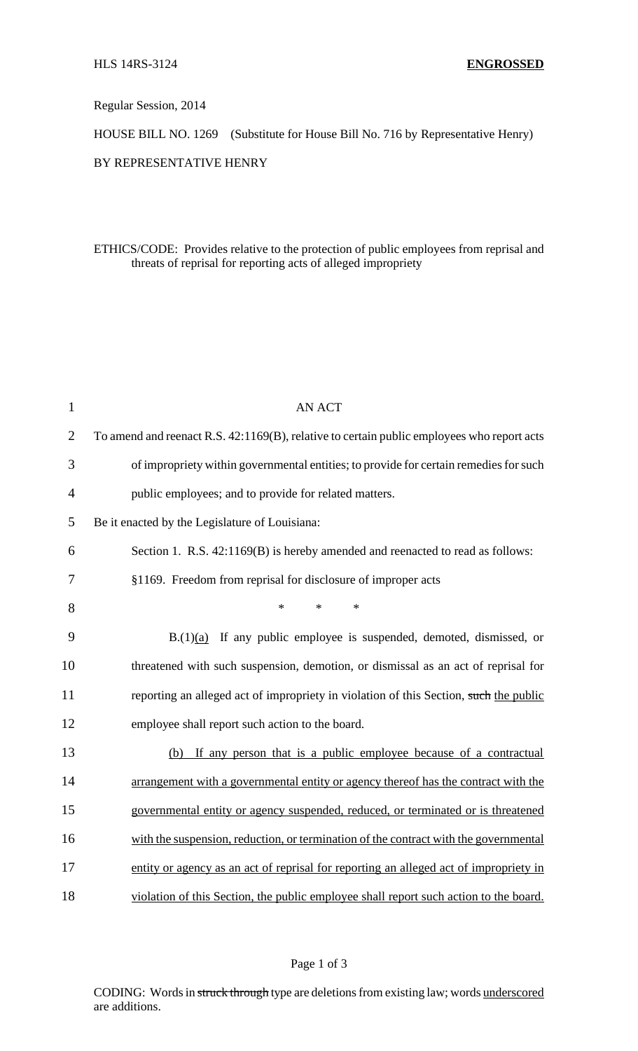HLS 14RS-3124 **ENGROSSED**

Regular Session, 2014

HOUSE BILL NO. 1269 (Substitute for House Bill No. 716 by Representative Henry)

BY REPRESENTATIVE HENRY

ETHICS/CODE: Provides relative to the protection of public employees from reprisal and threats of reprisal for reporting acts of alleged impropriety

AN ACT

To amend and reenact R.S. 42:1169(B), relative to certain public employees who report acts of impropriety within governmental entities; to provide for certain remedies for such public employees; and to provide for related matters.

Be it enacted by the Legislature of Louisiana:

Section 1. R.S. 42:1169(B) is hereby amended and reenacted to read as follows:

§1169. Freedom from reprisal for disclosure of improper acts

\* \* \*

B.(1)<u>(a)</u> If any public employee is suspended, demoted, dismissed, or threatened with such suspension, demotion, or dismissal as an act of reprisal for reporting an alleged act of impropriety in violation of this Section, ~~such~~ <u>the public</u> employee shall report such action to the board.

<u>(b) If any person that is a public employee because of a contractual arrangement with a governmental entity or agency thereof has the contract with the governmental entity or agency suspended, reduced, or terminated or is threatened with the suspension, reduction, or termination of the contract with the governmental entity or agency as an act of reprisal for reporting an alleged act of impropriety in violation of this Section, the public employee shall report such action to the board.</u>

CODING: Words in ~~struck through~~ type are deletions from existing law; words <u>underscored</u> are additions.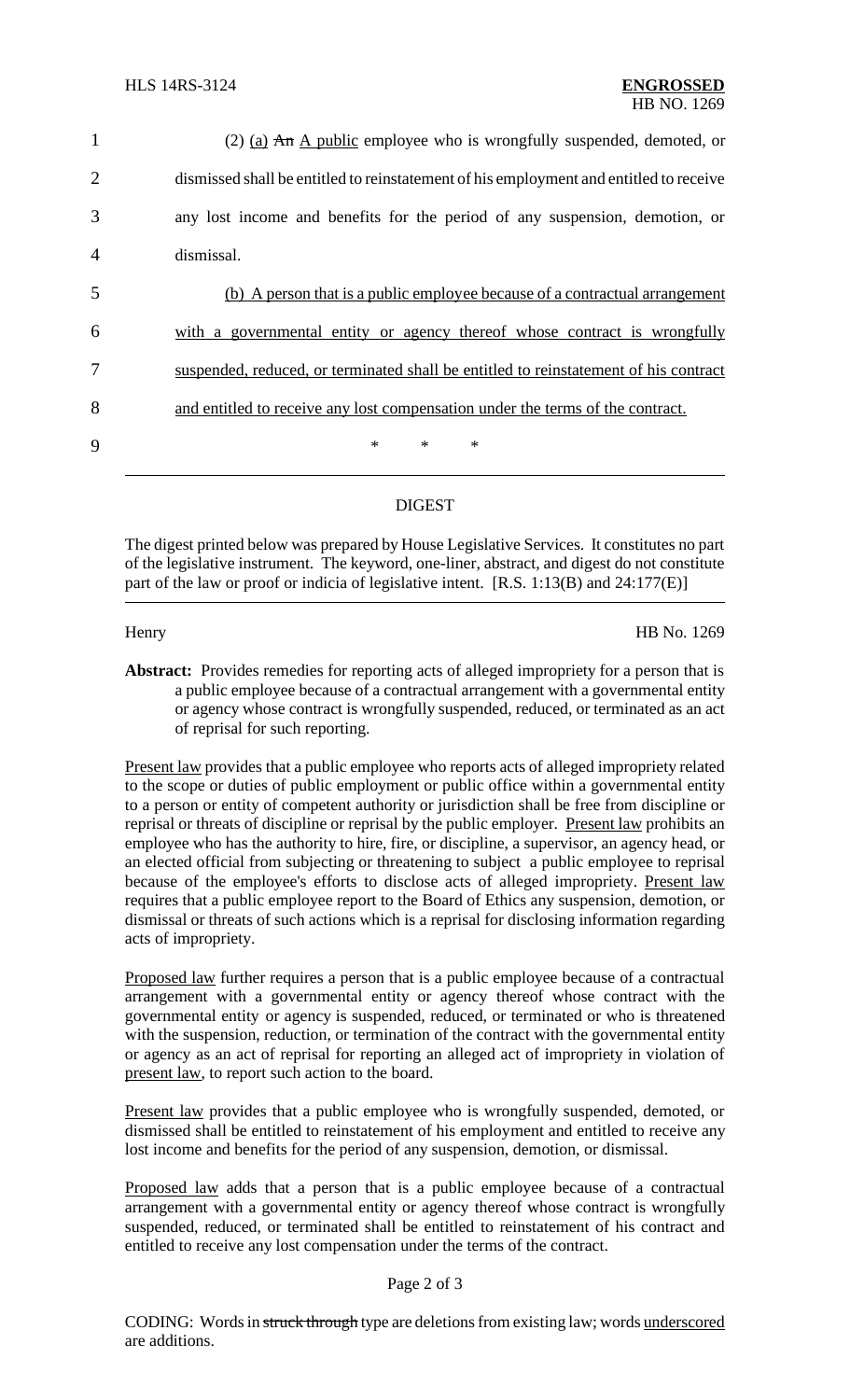(2) (a) ~~An~~ A public employee who is wrongfully suspended, demoted, or dismissed shall be entitled to reinstatement of his employment and entitled to receive any lost income and benefits for the period of any suspension, demotion, or dismissal.

(b) A person that is a public employee because of a contractual arrangement with a governmental entity or agency thereof whose contract is wrongfully suspended, reduced, or terminated shall be entitled to reinstatement of his contract and entitled to receive any lost compensation under the terms of the contract.

\* \* \*

---

## DIGEST

The digest printed below was prepared by House Legislative Services. It constitutes no part of the legislative instrument. The keyword, one-liner, abstract, and digest do not constitute part of the law or proof or indicia of legislative intent. [R.S. 1:13(B) and 24:177(E)]

Henry HB No. 1269

**Abstract:** Provides remedies for reporting acts of alleged impropriety for a person that is a public employee because of a contractual arrangement with a governmental entity or agency whose contract is wrongfully suspended, reduced, or terminated as an act of reprisal for such reporting.

Present law provides that a public employee who reports acts of alleged impropriety related to the scope or duties of public employment or public office within a governmental entity to a person or entity of competent authority or jurisdiction shall be free from discipline or reprisal or threats of discipline or reprisal by the public employer. Present law prohibits an employee who has the authority to hire, fire, or discipline, a supervisor, an agency head, or an elected official from subjecting or threatening to subject a public employee to reprisal because of the employee's efforts to disclose acts of alleged impropriety. Present law requires that a public employee report to the Board of Ethics any suspension, demotion, or dismissal or threats of such actions which is a reprisal for disclosing information regarding acts of impropriety.

Proposed law further requires a person that is a public employee because of a contractual arrangement with a governmental entity or agency thereof whose contract with the governmental entity or agency is suspended, reduced, or terminated or who is threatened with the suspension, reduction, or termination of the contract with the governmental entity or agency as an act of reprisal for reporting an alleged act of impropriety in violation of present law, to report such action to the board.

Present law provides that a public employee who is wrongfully suspended, demoted, or dismissed shall be entitled to reinstatement of his employment and entitled to receive any lost income and benefits for the period of any suspension, demotion, or dismissal.

Proposed law adds that a person that is a public employee because of a contractual arrangement with a governmental entity or agency thereof whose contract is wrongfully suspended, reduced, or terminated shall be entitled to reinstatement of his contract and entitled to receive any lost compensation under the terms of the contract.

CODING: Words in ~~struck through~~ type are deletions from existing law; words underscored are additions.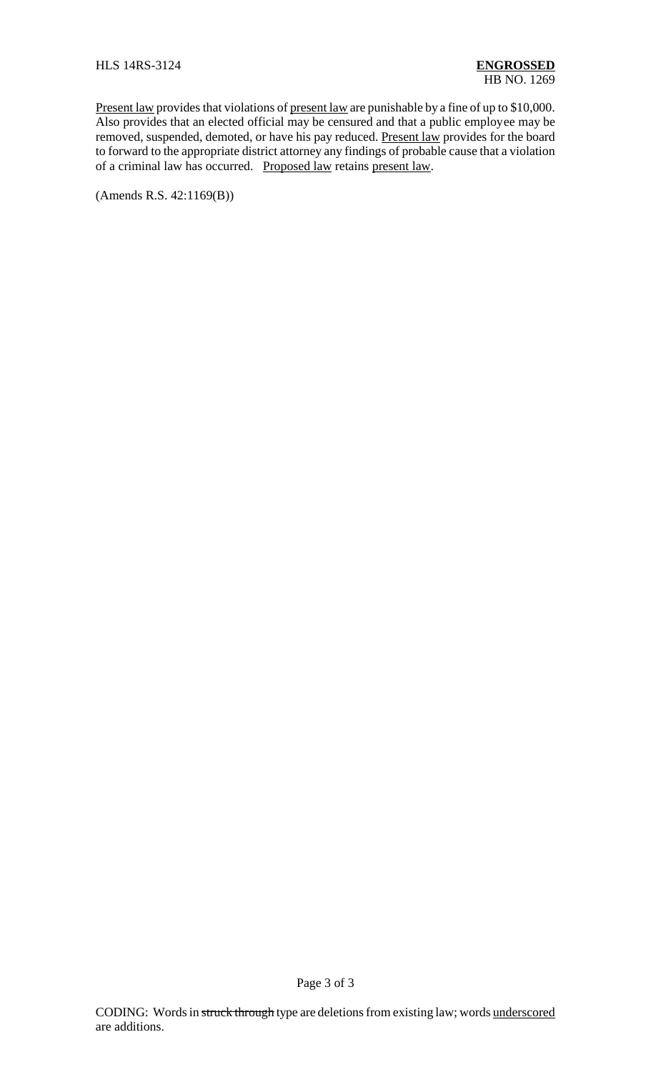Present law provides that violations of present law are punishable by a fine of up to $10,000. Also provides that an elected official may be censured and that a public employee may be removed, suspended, demoted, or have his pay reduced. Present law provides for the board to forward to the appropriate district attorney any findings of probable cause that a violation of a criminal law has occurred. Proposed law retains present law.

(Amends R.S. 42:1169(B))

CODING: Words in ~~struck through~~ type are deletions from existing law; words underscored are additions.